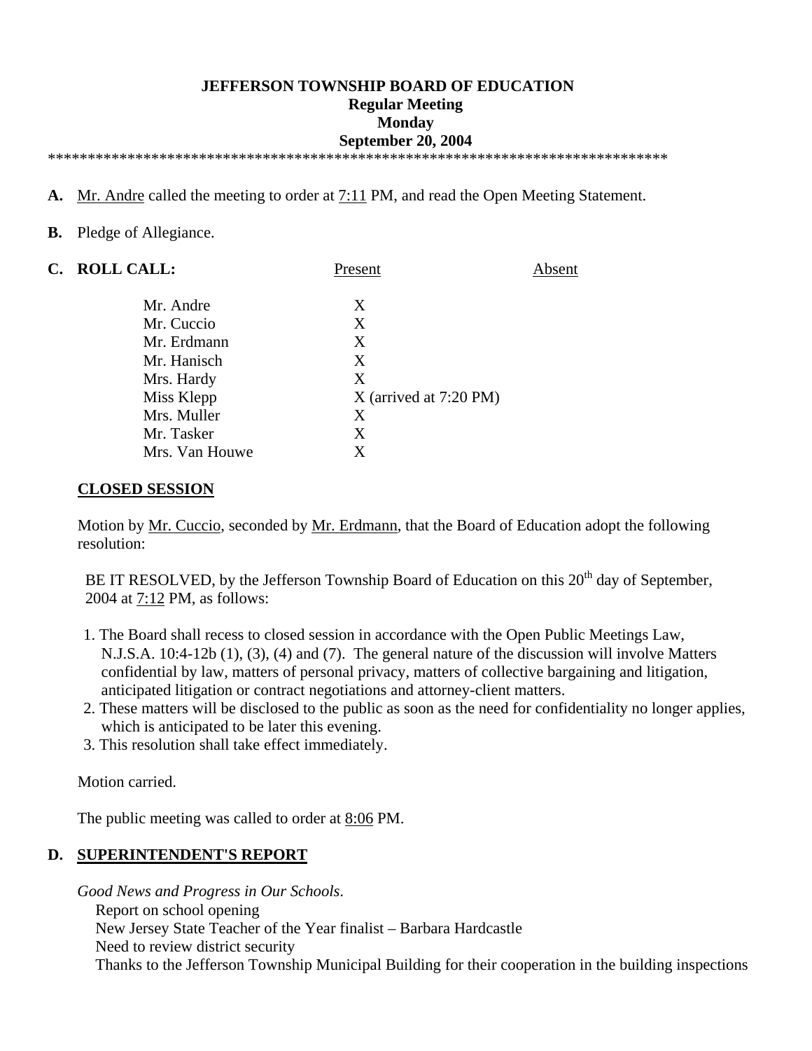**JEFFERSON TOWNSHIP BOARD OF EDUCATION**
**Regular Meeting**
**Monday**
**September 20, 2004**

********************************************************************************

**A.** Mr. Andre called the meeting to order at 7:11 PM, and read the Open Meeting Statement.

**B.** Pledge of Allegiance.

**C. ROLL CALL:**

| | Present | Absent |
|---|---|---|
| Mr. Andre | X | |
| Mr. Cuccio | X | |
| Mr. Erdmann | X | |
| Mr. Hanisch | X | |
| Mrs. Hardy | X | |
| Miss Klepp | X (arrived at 7:20 PM) | |
| Mrs. Muller | X | |
| Mr. Tasker | X | |
| Mrs. Van Houwe | X | |

**CLOSED SESSION**

Motion by Mr. Cuccio, seconded by Mr. Erdmann, that the Board of Education adopt the following resolution:

BE IT RESOLVED, by the Jefferson Township Board of Education on this 20th day of September, 2004 at 7:12 PM, as follows:

1. The Board shall recess to closed session in accordance with the Open Public Meetings Law, N.J.S.A. 10:4-12b (1), (3), (4) and (7). The general nature of the discussion will involve Matters confidential by law, matters of personal privacy, matters of collective bargaining and litigation, anticipated litigation or contract negotiations and attorney-client matters.
2. These matters will be disclosed to the public as soon as the need for confidentiality no longer applies, which is anticipated to be later this evening.
3. This resolution shall take effect immediately.

Motion carried.

The public meeting was called to order at 8:06 PM.

**D. SUPERINTENDENT'S REPORT**

*Good News and Progress in Our Schools*.

Report on school opening
New Jersey State Teacher of the Year finalist – Barbara Hardcastle
Need to review district security
Thanks to the Jefferson Township Municipal Building for their cooperation in the building inspections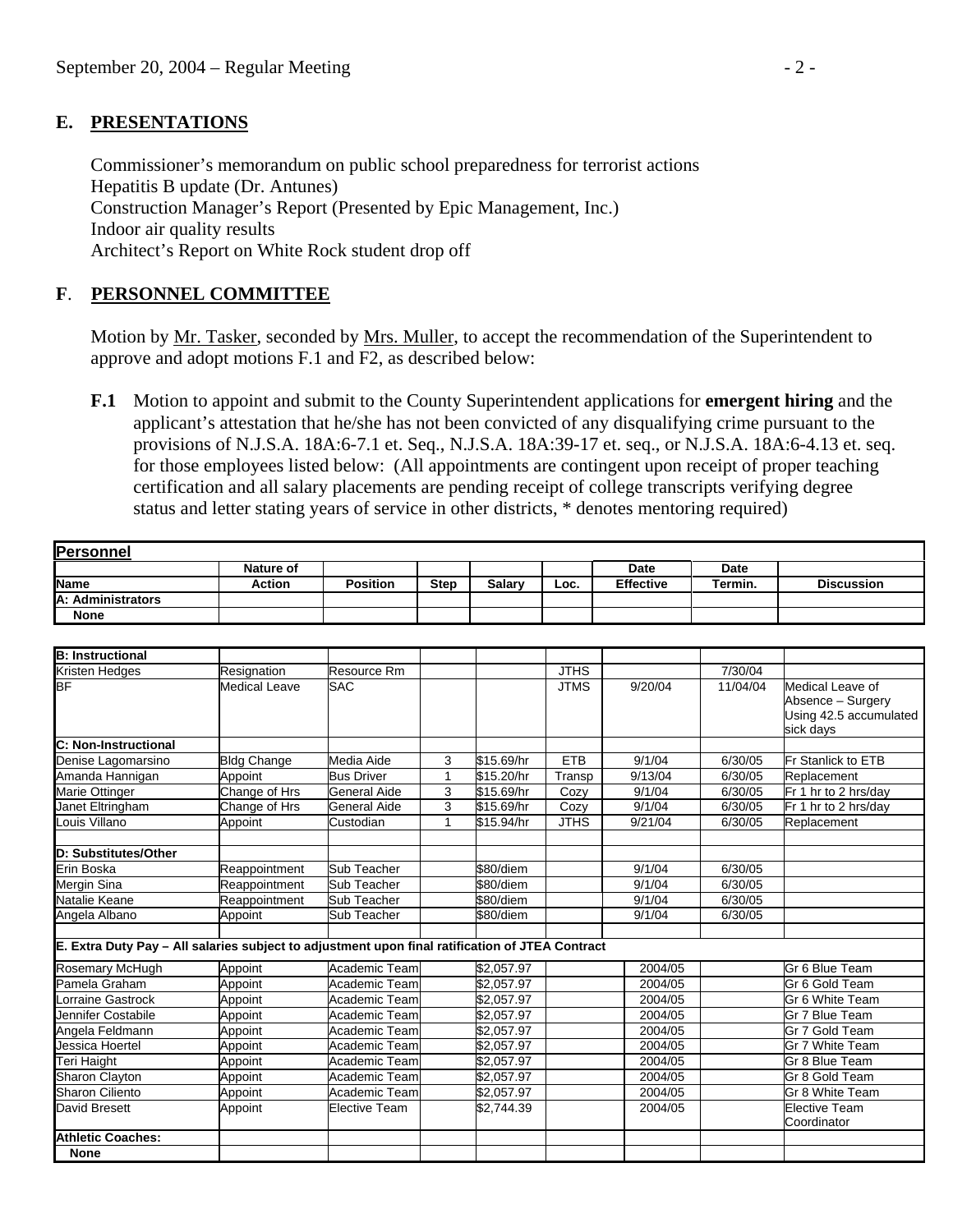## E. PRESENTATIONS

Commissioner's memorandum on public school preparedness for terrorist actions
Hepatitis B update (Dr. Antunes)
Construction Manager's Report (Presented by Epic Management, Inc.)
Indoor air quality results
Architect's Report on White Rock student drop off

## F. PERSONNEL COMMITTEE

Motion by Mr. Tasker, seconded by Mrs. Muller, to accept the recommendation of the Superintendent to approve and adopt motions F.1 and F2, as described below:

**F.1** Motion to appoint and submit to the County Superintendent applications for **emergent hiring** and the applicant's attestation that he/she has not been convicted of any disqualifying crime pursuant to the provisions of N.J.S.A. 18A:6-7.1 et. Seq., N.J.S.A. 18A:39-17 et. seq., or N.J.S.A. 18A:6-4.13 et. seq. for those employees listed below: (All appointments are contingent upon receipt of proper teaching certification and all salary placements are pending receipt of college transcripts verifying degree status and letter stating years of service in other districts, * denotes mentoring required)

**Personnel**

| Name | Nature of Action | Position | Step | Salary | Loc. | Date Effective | Date Termin. | Discussion |
|---|---|---|---|---|---|---|---|---|
| **A: Administrators** | | | | | | | | |
| **None** | | | | | | | | |
| **B: Instructional** | | | | | | | | |
| Kristen Hedges | Resignation | Resource Rm | | | JTHS | | 7/30/04 | |
| BF | Medical Leave | SAC | | | JTMS | 9/20/04 | 11/04/04 | Medical Leave of Absence – Surgery Using 42.5 accumulated sick days |
| **C: Non-Instructional** | | | | | | | | |
| Denise Lagomarsino | Bldg Change | Media Aide | 3 | $15.69/hr | ETB | 9/1/04 | 6/30/05 | Fr Stanlick to ETB |
| Amanda Hannigan | Appoint | Bus Driver | 1 | $15.20/hr | Transp | 9/13/04 | 6/30/05 | Replacement |
| Marie Ottinger | Change of Hrs | General Aide | 3 | $15.69/hr | Cozy | 9/1/04 | 6/30/05 | Fr 1 hr to 2 hrs/day |
| Janet Eltringham | Change of Hrs | General Aide | 3 | $15.69/hr | Cozy | 9/1/04 | 6/30/05 | Fr 1 hr to 2 hrs/day |
| Louis Villano | Appoint | Custodian | 1 | $15.94/hr | JTHS | 9/21/04 | 6/30/05 | Replacement |
| **D: Substitutes/Other** | | | | | | | | |
| Erin Boska | Reappointment | Sub Teacher | | $80/diem | | 9/1/04 | 6/30/05 | |
| Mergin Sina | Reappointment | Sub Teacher | | $80/diem | | 9/1/04 | 6/30/05 | |
| Natalie Keane | Reappointment | Sub Teacher | | $80/diem | | 9/1/04 | 6/30/05 | |
| Angela Albano | Appoint | Sub Teacher | | $80/diem | | 9/1/04 | 6/30/05 | |
| **E. Extra Duty Pay – All salaries subject to adjustment upon final ratification of JTEA Contract** | | | | | | | | |
| Rosemary McHugh | Appoint | Academic Team | | $2,057.97 | | 2004/05 | | Gr 6 Blue Team |
| Pamela Graham | Appoint | Academic Team | | $2,057.97 | | 2004/05 | | Gr 6 Gold Team |
| Lorraine Gastrock | Appoint | Academic Team | | $2,057.97 | | 2004/05 | | Gr 6 White Team |
| Jennifer Costabile | Appoint | Academic Team | | $2,057.97 | | 2004/05 | | Gr 7 Blue Team |
| Angela Feldmann | Appoint | Academic Team | | $2,057.97 | | 2004/05 | | Gr 7 Gold Team |
| Jessica Hoertel | Appoint | Academic Team | | $2,057.97 | | 2004/05 | | Gr 7 White Team |
| Teri Haight | Appoint | Academic Team | | $2,057.97 | | 2004/05 | | Gr 8 Blue Team |
| Sharon Clayton | Appoint | Academic Team | | $2,057.97 | | 2004/05 | | Gr 8 Gold Team |
| Sharon Ciliento | Appoint | Academic Team | | $2,057.97 | | 2004/05 | | Gr 8 White Team |
| David Bresett | Appoint | Elective Team | | $2,744.39 | | 2004/05 | | Elective Team Coordinator |
| **Athletic Coaches:** | | | | | | | | |
| **None** | | | | | | | | |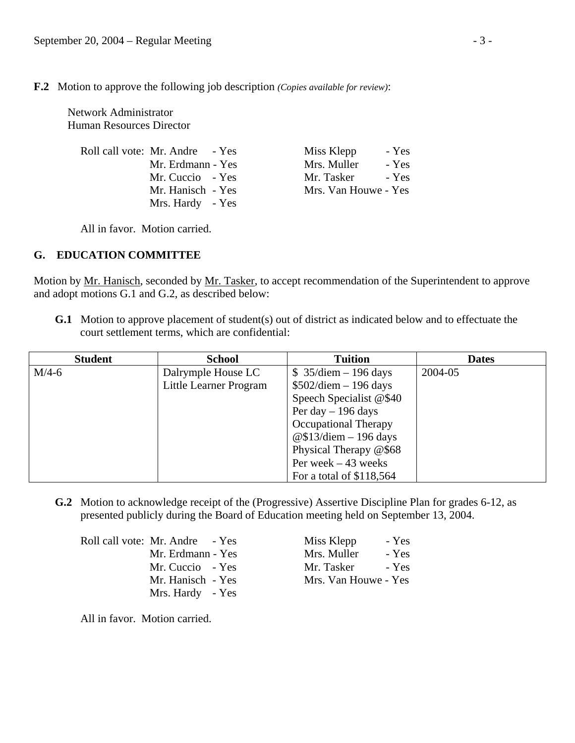**F.2** Motion to approve the following job description *(Copies available for review)*:

Network Administrator
Human Resources Director

Roll call vote: Mr. Andre - Yes
Mr. Erdmann - Yes
Mr. Cuccio - Yes
Mr. Hanisch - Yes
Mrs. Hardy - Yes
Miss Klepp - Yes
Mrs. Muller - Yes
Mr. Tasker - Yes
Mrs. Van Houwe - Yes

All in favor. Motion carried.

## G. EDUCATION COMMITTEE

Motion by Mr. Hanisch, seconded by Mr. Tasker, to accept recommendation of the Superintendent to approve and adopt motions G.1 and G.2, as described below:

**G.1** Motion to approve placement of student(s) out of district as indicated below and to effectuate the court settlement terms, which are confidential:

| Student | School | Tuition | Dates |
|---|---|---|---|
| M/4-6 | Dalrymple House LC<br>Little Learner Program | \$ 35/diem – 196 days<br>\$502/diem – 196 days<br>Speech Specialist @\$40 Per day – 196 days<br>Occupational Therapy @\$13/diem – 196 days<br>Physical Therapy @\$68 Per week – 43 weeks<br>For a total of \$118,564 | 2004-05 |

**G.2** Motion to acknowledge receipt of the (Progressive) Assertive Discipline Plan for grades 6-12, as presented publicly during the Board of Education meeting held on September 13, 2004.

Roll call vote: Mr. Andre - Yes
Mr. Erdmann - Yes
Mr. Cuccio - Yes
Mr. Hanisch - Yes
Mrs. Hardy - Yes
Miss Klepp - Yes
Mrs. Muller - Yes
Mr. Tasker - Yes
Mrs. Van Houwe - Yes

All in favor. Motion carried.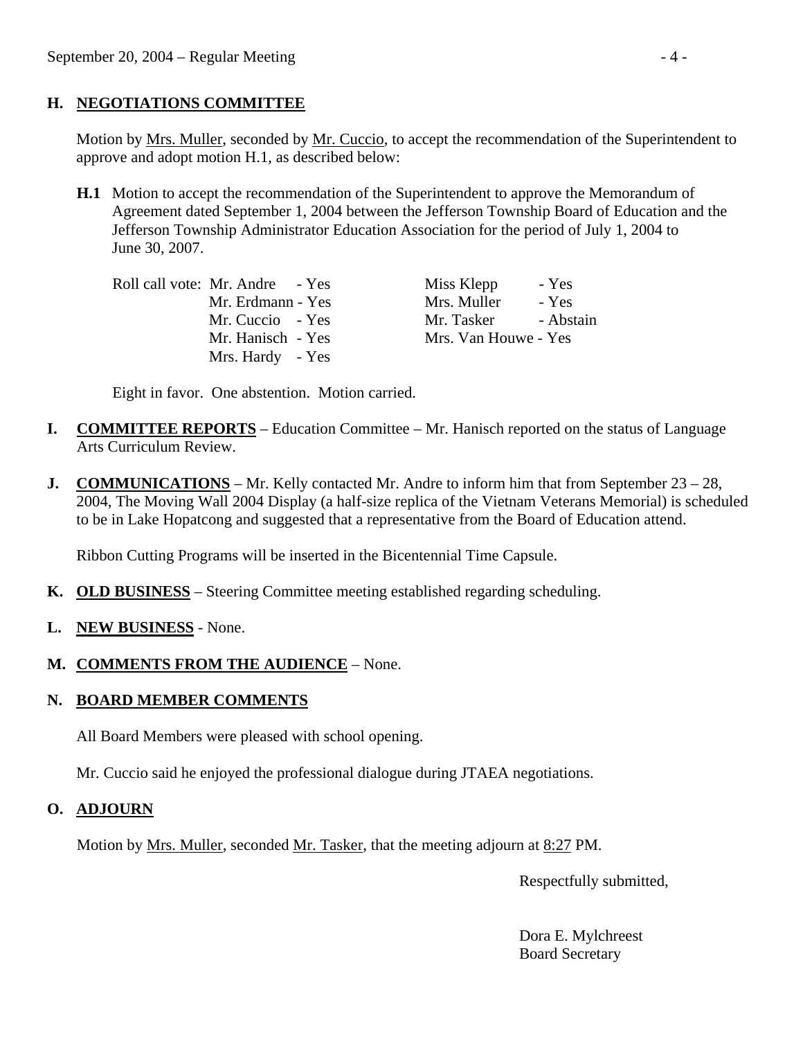## H. NEGOTIATIONS COMMITTEE

Motion by Mrs. Muller, seconded by Mr. Cuccio, to accept the recommendation of the Superintendent to approve and adopt motion H.1, as described below:

**H.1** Motion to accept the recommendation of the Superintendent to approve the Memorandum of Agreement dated September 1, 2004 between the Jefferson Township Board of Education and the Jefferson Township Administrator Education Association for the period of July 1, 2004 to June 30, 2007.

| | | |
|---|---|---|
| Roll call vote: | Mr. Andre - Yes | Miss Klepp - Yes |
| | Mr. Erdmann - Yes | Mrs. Muller - Yes |
| | Mr. Cuccio - Yes | Mr. Tasker - Abstain |
| | Mr. Hanisch - Yes | Mrs. Van Houwe - Yes |
| | Mrs. Hardy - Yes | |

Eight in favor. One abstention. Motion carried.

**I. COMMITTEE REPORTS** – Education Committee – Mr. Hanisch reported on the status of Language Arts Curriculum Review.

**J. COMMUNICATIONS** – Mr. Kelly contacted Mr. Andre to inform him that from September 23 – 28, 2004, The Moving Wall 2004 Display (a half-size replica of the Vietnam Veterans Memorial) is scheduled to be in Lake Hopatcong and suggested that a representative from the Board of Education attend.

Ribbon Cutting Programs will be inserted in the Bicentennial Time Capsule.

**K. OLD BUSINESS** – Steering Committee meeting established regarding scheduling.

**L. NEW BUSINESS** - None.

**M. COMMENTS FROM THE AUDIENCE** – None.

## N. BOARD MEMBER COMMENTS

All Board Members were pleased with school opening.

Mr. Cuccio said he enjoyed the professional dialogue during JTAEA negotiations.

## O. ADJOURN

Motion by Mrs. Muller, seconded Mr. Tasker, that the meeting adjourn at 8:27 PM.

Respectfully submitted,

Dora E. Mylchreest
Board Secretary